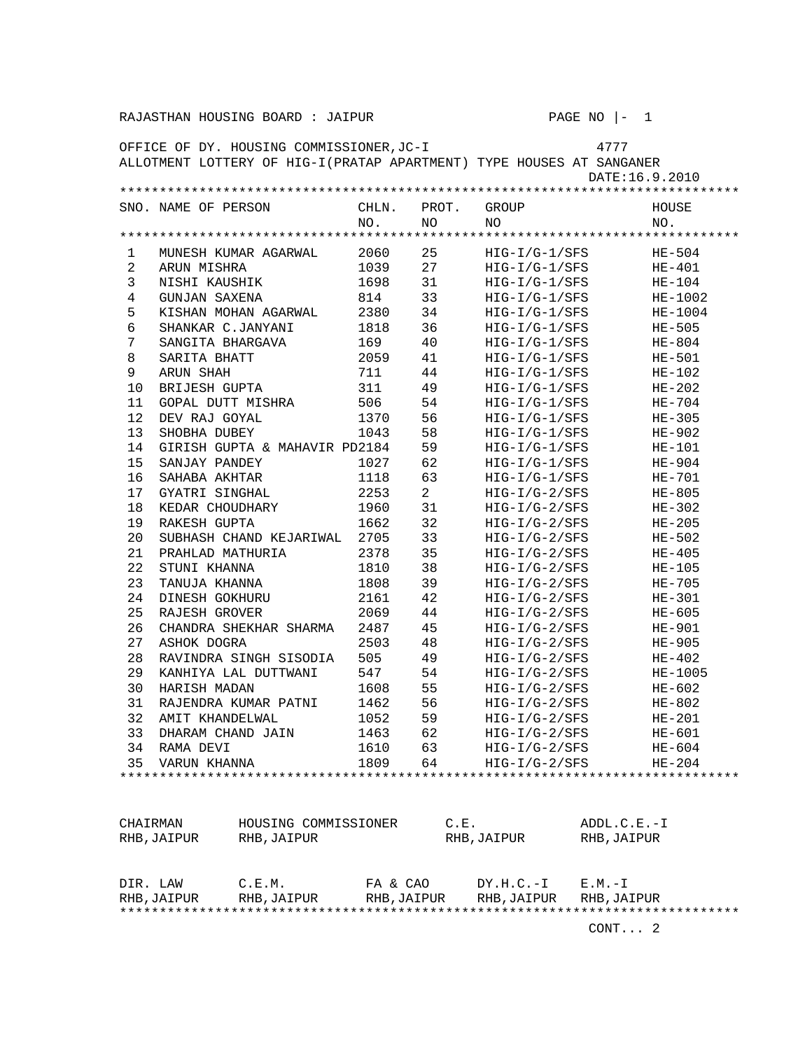RAJASTHAN HOUSING BOARD : JAIPUR

OFFICE OF DY. HOUSING COMMISSIONER,JC-I 4777

ALLOTMENT LOTTERY OF HIG-I(PRATAP APARTMENT) TYPE HOUSES AT SANGANER

DATE:16.9.2010

| SNO. | NAME OF PERSON | CHLN. NO. | PROT. NO | GROUP NO | HOUSE NO. |
|---|---|---|---|---|---|
| 1 | MUNESH KUMAR AGARWAL | 2060 | 25 | HIG-I/G-1/SFS | HE-504 |
| 2 | ARUN MISHRA | 1039 | 27 | HIG-I/G-1/SFS | HE-401 |
| 3 | NISHI KAUSHIK | 1698 | 31 | HIG-I/G-1/SFS | HE-104 |
| 4 | GUNJAN SAXENA | 814 | 33 | HIG-I/G-1/SFS | HE-1002 |
| 5 | KISHAN MOHAN AGARWAL | 2380 | 34 | HIG-I/G-1/SFS | HE-1004 |
| 6 | SHANKAR C.JANYANI | 1818 | 36 | HIG-I/G-1/SFS | HE-505 |
| 7 | SANGITA BHARGAVA | 169 | 40 | HIG-I/G-1/SFS | HE-804 |
| 8 | SARITA BHATT | 2059 | 41 | HIG-I/G-1/SFS | HE-501 |
| 9 | ARUN SHAH | 711 | 44 | HIG-I/G-1/SFS | HE-102 |
| 10 | BRIJESH GUPTA | 311 | 49 | HIG-I/G-1/SFS | HE-202 |
| 11 | GOPAL DUTT MISHRA | 506 | 54 | HIG-I/G-1/SFS | HE-704 |
| 12 | DEV RAJ GOYAL | 1370 | 56 | HIG-I/G-1/SFS | HE-305 |
| 13 | SHOBHA DUBEY | 1043 | 58 | HIG-I/G-1/SFS | HE-902 |
| 14 | GIRISH GUPTA & MAHAVIR PD | 2184 | 59 | HIG-I/G-1/SFS | HE-101 |
| 15 | SANJAY PANDEY | 1027 | 62 | HIG-I/G-1/SFS | HE-904 |
| 16 | SAHABA AKHTAR | 1118 | 63 | HIG-I/G-1/SFS | HE-701 |
| 17 | GYATRI SINGHAL | 2253 | 2 | HIG-I/G-2/SFS | HE-805 |
| 18 | KEDAR CHOUDHARY | 1960 | 31 | HIG-I/G-2/SFS | HE-302 |
| 19 | RAKESH GUPTA | 1662 | 32 | HIG-I/G-2/SFS | HE-205 |
| 20 | SUBHASH CHAND KEJARIWAL | 2705 | 33 | HIG-I/G-2/SFS | HE-502 |
| 21 | PRAHLAD MATHURIA | 2378 | 35 | HIG-I/G-2/SFS | HE-405 |
| 22 | STUNI KHANNA | 1810 | 38 | HIG-I/G-2/SFS | HE-105 |
| 23 | TANUJA KHANNA | 1808 | 39 | HIG-I/G-2/SFS | HE-705 |
| 24 | DINESH GOKHURU | 2161 | 42 | HIG-I/G-2/SFS | HE-301 |
| 25 | RAJESH GROVER | 2069 | 44 | HIG-I/G-2/SFS | HE-605 |
| 26 | CHANDRA SHEKHAR SHARMA | 2487 | 45 | HIG-I/G-2/SFS | HE-901 |
| 27 | ASHOK DOGRA | 2503 | 48 | HIG-I/G-2/SFS | HE-905 |
| 28 | RAVINDRA SINGH SISODIA | 505 | 49 | HIG-I/G-2/SFS | HE-402 |
| 29 | KANHIYA LAL DUTTWANI | 547 | 54 | HIG-I/G-2/SFS | HE-1005 |
| 30 | HARISH MADAN | 1608 | 55 | HIG-I/G-2/SFS | HE-602 |
| 31 | RAJENDRA KUMAR PATNI | 1462 | 56 | HIG-I/G-2/SFS | HE-802 |
| 32 | AMIT KHANDELWAL | 1052 | 59 | HIG-I/G-2/SFS | HE-201 |
| 33 | DHARAM CHAND JAIN | 1463 | 62 | HIG-I/G-2/SFS | HE-601 |
| 34 | RAMA DEVI | 1610 | 63 | HIG-I/G-2/SFS | HE-604 |
| 35 | VARUN KHANNA | 1809 | 64 | HIG-I/G-2/SFS | HE-204 |

| CHAIRMAN | HOUSING COMMISSIONER | C.E. | ADDL.C.E.-I |
|---|---|---|---|
| RHB,JAIPUR | RHB,JAIPUR | RHB,JAIPUR | RHB,JAIPUR |

| DIR. LAW | C.E.M. | FA & CAO | DY.H.C.-I | E.M.-I |
|---|---|---|---|---|
| RHB,JAIPUR | RHB,JAIPUR | RHB,JAIPUR | RHB,JAIPUR | RHB,JAIPUR |

CONT... 2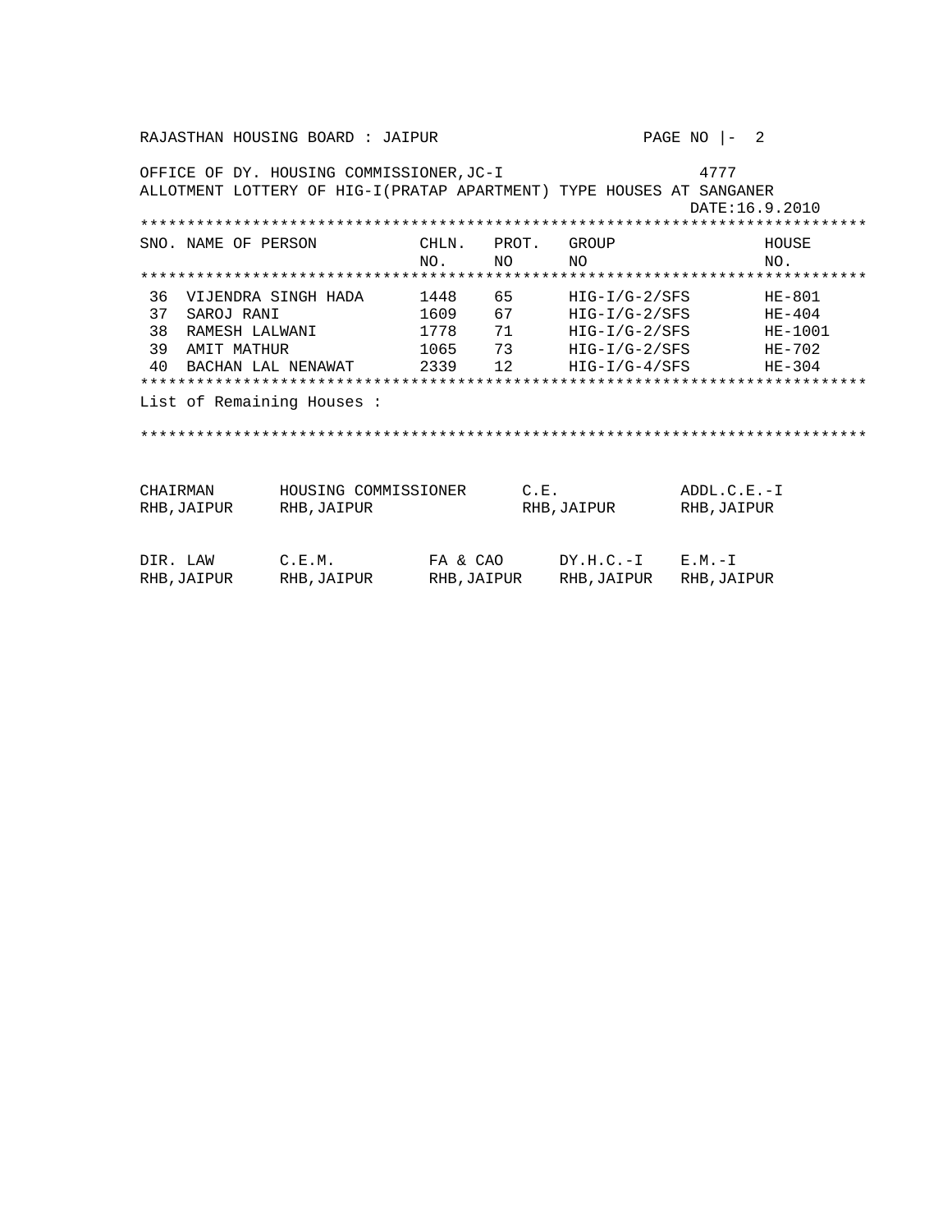RAJASTHAN HOUSING BOARD : JAIPUR

OFFICE OF DY. HOUSING COMMISSIONER,JC-I 4777

ALLOTMENT LOTTERY OF HIG-I(PRATAP APARTMENT) TYPE HOUSES AT SANGANER

DATE:16.9.2010

| SNO. | NAME OF PERSON | CHLN. NO. | PROT. NO | GROUP NO | HOUSE NO. |
|---|---|---|---|---|---|
| 36 | VIJENDRA SINGH HADA | 1448 | 65 | HIG-I/G-2/SFS | HE-801 |
| 37 | SAROJ RANI | 1609 | 67 | HIG-I/G-2/SFS | HE-404 |
| 38 | RAMESH LALWANI | 1778 | 71 | HIG-I/G-2/SFS | HE-1001 |
| 39 | AMIT MATHUR | 1065 | 73 | HIG-I/G-2/SFS | HE-702 |
| 40 | BACHAN LAL NENAWAT | 2339 | 12 | HIG-I/G-4/SFS | HE-304 |

List of Remaining Houses :

| | | | |
|---|---|---|---|
| CHAIRMAN<br>RHB,JAIPUR | HOUSING COMMISSIONER<br>RHB,JAIPUR | C.E.<br>RHB,JAIPUR | ADDL.C.E.-I<br>RHB,JAIPUR |

| | | | | |
|---|---|---|---|---|
| DIR. LAW<br>RHB,JAIPUR | C.E.M.<br>RHB,JAIPUR | FA & CAO<br>RHB,JAIPUR | DY.H.C.-I<br>RHB,JAIPUR | E.M.-I<br>RHB,JAIPUR |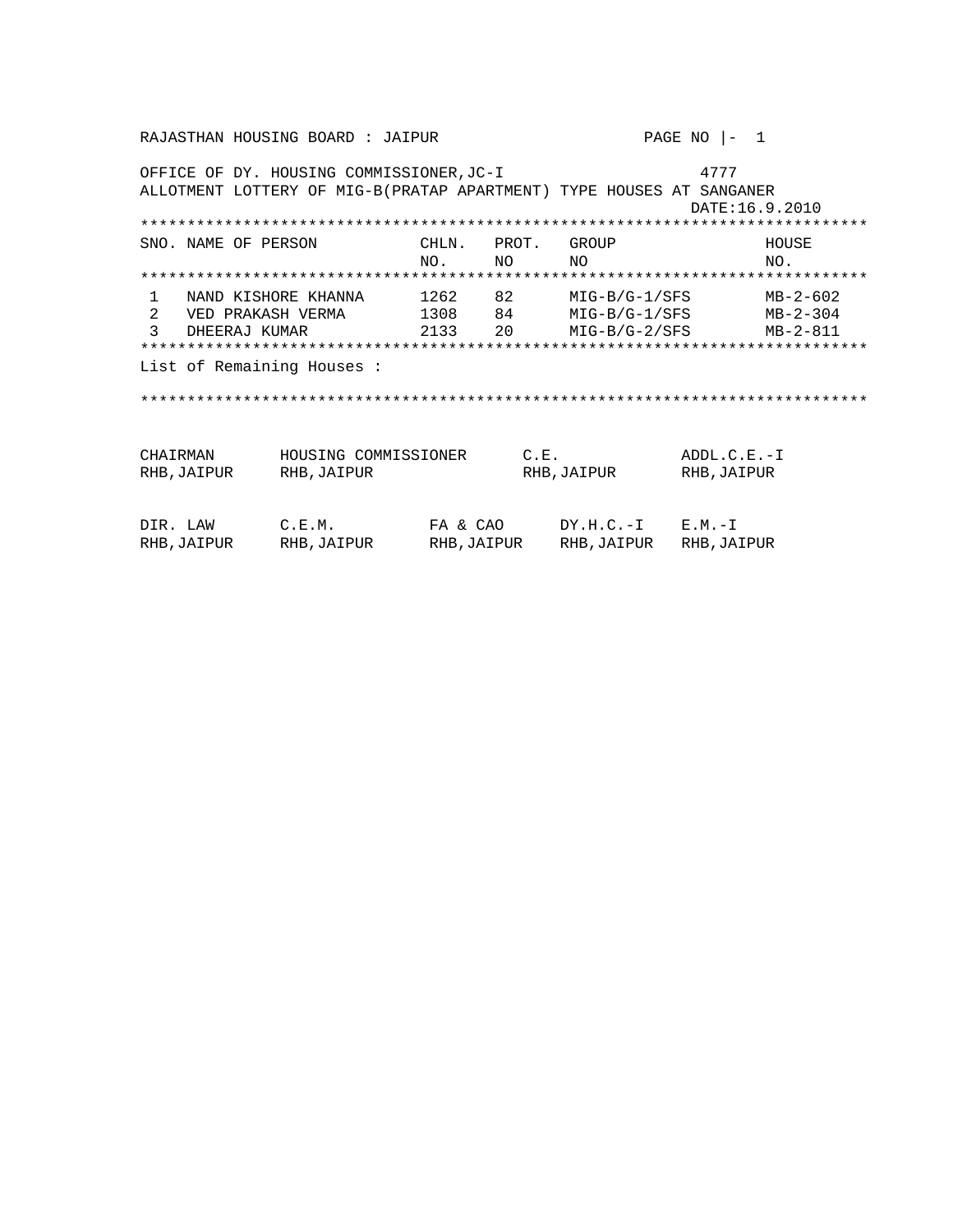RAJASTHAN HOUSING BOARD : JAIPUR

OFFICE OF DY. HOUSING COMMISSIONER,JC-I 4777

ALLOTMENT LOTTERY OF MIG-B(PRATAP APARTMENT) TYPE HOUSES AT SANGANER

DATE:16.9.2010

| SNO. | NAME OF PERSON | CHLN. NO. | PROT. NO | GROUP NO | HOUSE NO. |
|---|---|---|---|---|---|
| 1 | NAND KISHORE KHANNA | 1262 | 82 | MIG-B/G-1/SFS | MB-2-602 |
| 2 | VED PRAKASH VERMA | 1308 | 84 | MIG-B/G-1/SFS | MB-2-304 |
| 3 | DHEERAJ KUMAR | 2133 | 20 | MIG-B/G-2/SFS | MB-2-811 |

List of Remaining Houses :

| | | | |
|---|---|---|---|
| CHAIRMAN<br>RHB,JAIPUR | HOUSING COMMISSIONER<br>RHB,JAIPUR | C.E.<br>RHB,JAIPUR | ADDL.C.E.-I<br>RHB,JAIPUR |

| | | | | |
|---|---|---|---|---|
| DIR. LAW<br>RHB,JAIPUR | C.E.M.<br>RHB,JAIPUR | FA & CAO<br>RHB,JAIPUR | DY.H.C.-I<br>RHB,JAIPUR | E.M.-I<br>RHB,JAIPUR |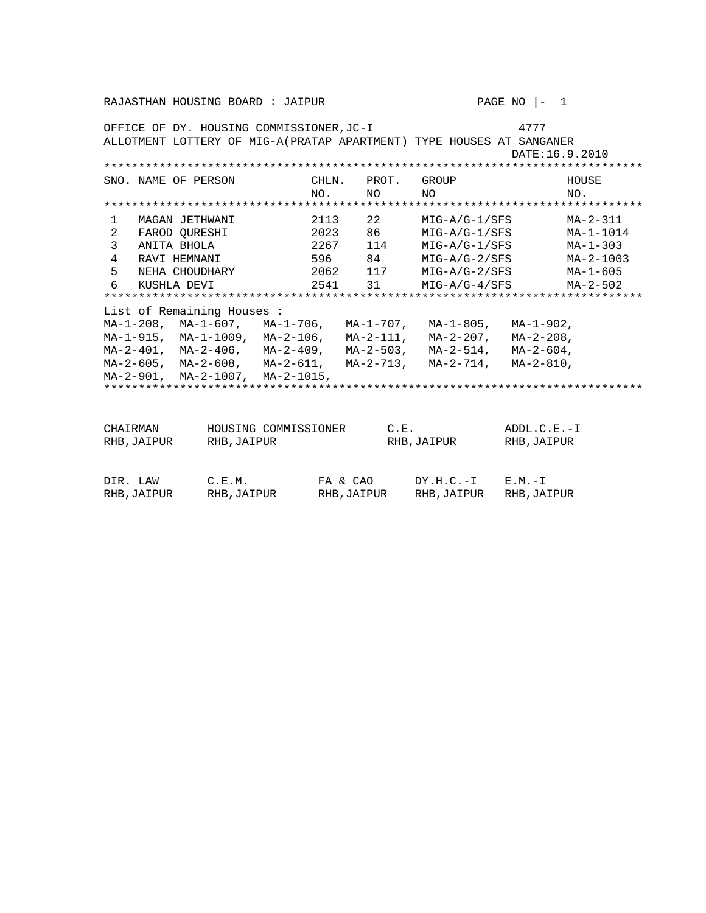RAJASTHAN HOUSING BOARD : JAIPUR

OFFICE OF DY. HOUSING COMMISSIONER,JC-I 4777

ALLOTMENT LOTTERY OF MIG-A(PRATAP APARTMENT) TYPE HOUSES AT SANGANER

DATE:16.9.2010

| SNO. | NAME OF PERSON | CHLN. NO. | PROT. NO | GROUP NO | HOUSE NO. |
|---|---|---|---|---|---|
| 1 | MAGAN JETHWANI | 2113 | 22 | MIG-A/G-1/SFS | MA-2-311 |
| 2 | FAROD QURESHI | 2023 | 86 | MIG-A/G-1/SFS | MA-1-1014 |
| 3 | ANITA BHOLA | 2267 | 114 | MIG-A/G-1/SFS | MA-1-303 |
| 4 | RAVI HEMNANI | 596 | 84 | MIG-A/G-2/SFS | MA-2-1003 |
| 5 | NEHA CHOUDHARY | 2062 | 117 | MIG-A/G-2/SFS | MA-1-605 |
| 6 | KUSHLA DEVI | 2541 | 31 | MIG-A/G-4/SFS | MA-2-502 |

List of Remaining Houses :

MA-1-208, MA-1-607, MA-1-706, MA-1-707, MA-1-805, MA-1-902,
MA-1-915, MA-1-1009, MA-2-106, MA-2-111, MA-2-207, MA-2-208,
MA-2-401, MA-2-406, MA-2-409, MA-2-503, MA-2-514, MA-2-604,
MA-2-605, MA-2-608, MA-2-611, MA-2-713, MA-2-714, MA-2-810,
MA-2-901, MA-2-1007, MA-2-1015,

| CHAIRMAN RHB,JAIPUR | HOUSING COMMISSIONER RHB,JAIPUR | C.E. RHB,JAIPUR | ADDL.C.E.-I RHB,JAIPUR |
|---|---|---|---|

| DIR. LAW RHB,JAIPUR | C.E.M. RHB,JAIPUR | FA & CAO RHB,JAIPUR | DY.H.C.-I RHB,JAIPUR | E.M.-I RHB,JAIPUR |
|---|---|---|---|---|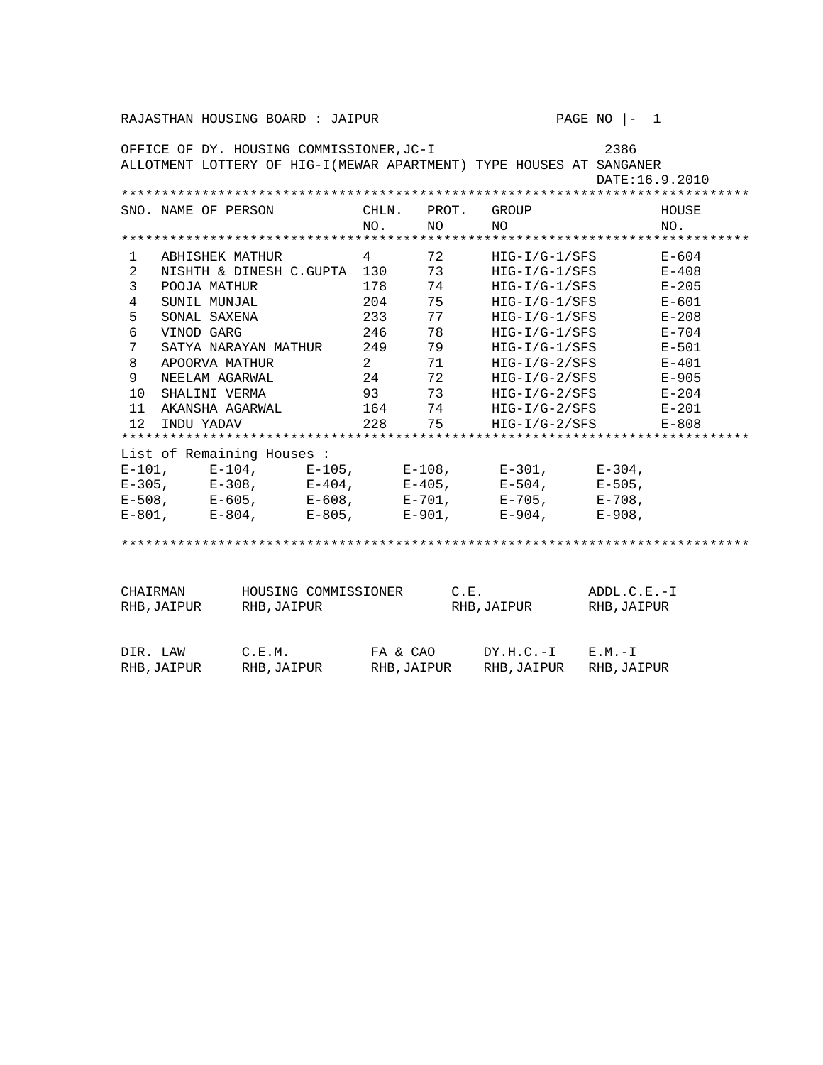RAJASTHAN HOUSING BOARD : JAIPUR

OFFICE OF DY. HOUSING COMMISSIONER, JC-I — 2386

ALLOTMENT LOTTERY OF HIG-I(MEWAR APARTMENT) TYPE HOUSES AT SANGANER

DATE:16.9.2010

| SNO. | NAME OF PERSON | CHLN. NO. | PROT. NO | GROUP NO | HOUSE NO. |
|---|---|---|---|---|---|
| 1 | ABHISHEK MATHUR | 4 | 72 | HIG-I/G-1/SFS | E-604 |
| 2 | NISHTH & DINESH C.GUPTA | 130 | 73 | HIG-I/G-1/SFS | E-408 |
| 3 | POOJA MATHUR | 178 | 74 | HIG-I/G-1/SFS | E-205 |
| 4 | SUNIL MUNJAL | 204 | 75 | HIG-I/G-1/SFS | E-601 |
| 5 | SONAL SAXENA | 233 | 77 | HIG-I/G-1/SFS | E-208 |
| 6 | VINOD GARG | 246 | 78 | HIG-I/G-1/SFS | E-704 |
| 7 | SATYA NARAYAN MATHUR | 249 | 79 | HIG-I/G-1/SFS | E-501 |
| 8 | APOORVA MATHUR | 2 | 71 | HIG-I/G-2/SFS | E-401 |
| 9 | NEELAM AGARWAL | 24 | 72 | HIG-I/G-2/SFS | E-905 |
| 10 | SHALINI VERMA | 93 | 73 | HIG-I/G-2/SFS | E-204 |
| 11 | AKANSHA AGARWAL | 164 | 74 | HIG-I/G-2/SFS | E-201 |
| 12 | INDU YADAV | 228 | 75 | HIG-I/G-2/SFS | E-808 |

List of Remaining Houses :

E-101, E-104, E-105, E-108, E-301, E-304,
E-305, E-308, E-404, E-405, E-504, E-505,
E-508, E-605, E-608, E-701, E-705, E-708,
E-801, E-804, E-805, E-901, E-904, E-908,

| CHAIRMAN | HOUSING COMMISSIONER | C.E. | ADDL.C.E.-I |
|---|---|---|---|
| RHB, JAIPUR | RHB, JAIPUR | RHB, JAIPUR | RHB, JAIPUR |

| DIR. LAW | C.E.M. | FA & CAO | DY.H.C.-I | E.M.-I |
|---|---|---|---|---|
| RHB, JAIPUR | RHB, JAIPUR | RHB, JAIPUR | RHB, JAIPUR | RHB, JAIPUR |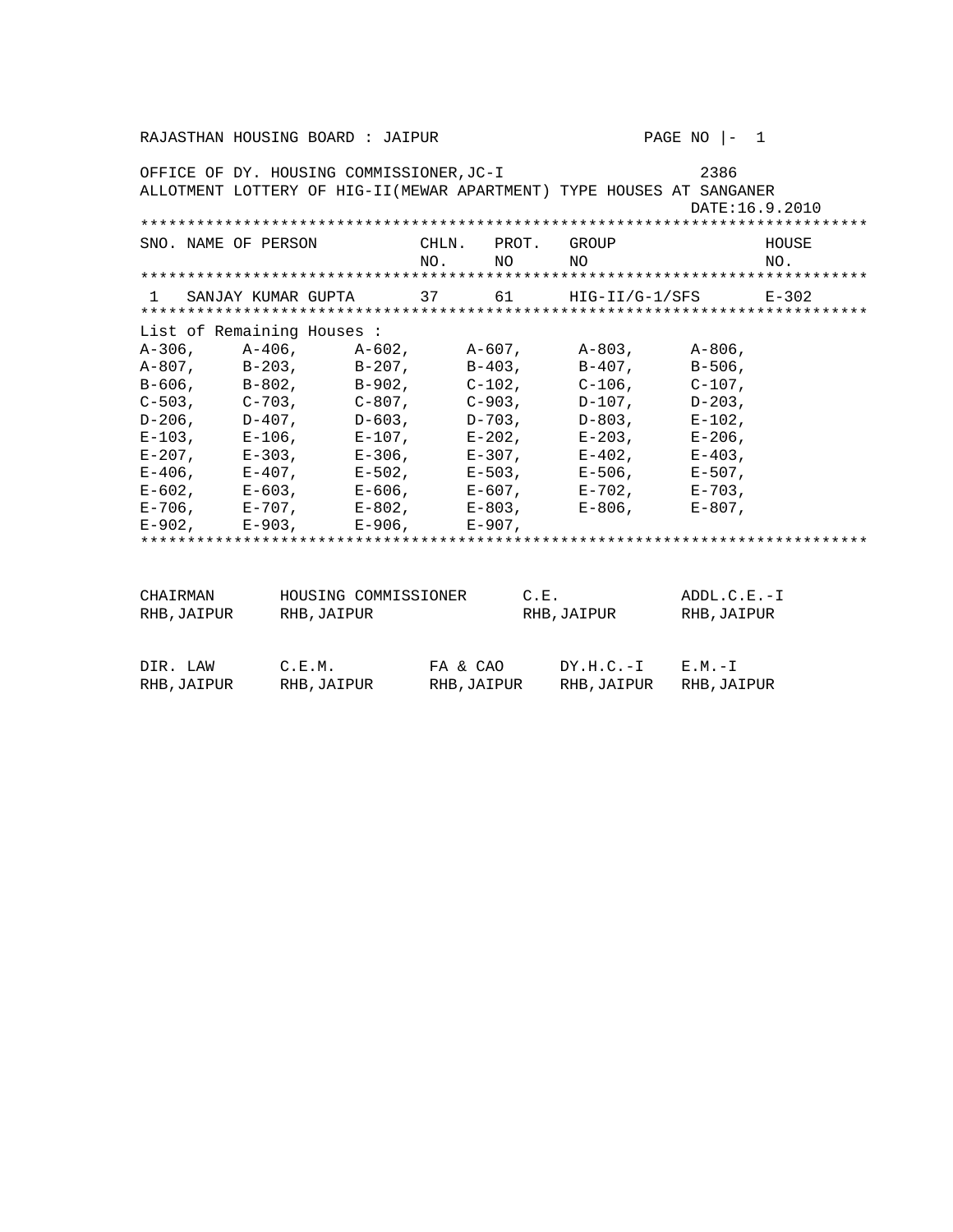RAJASTHAN HOUSING BOARD : JAIPUR

OFFICE OF DY. HOUSING COMMISSIONER,JC-I 2386

ALLOTMENT LOTTERY OF HIG-II(MEWAR APARTMENT) TYPE HOUSES AT SANGANER

DATE:16.9.2010

| SNO. | NAME OF PERSON | CHLN. NO. | PROT. NO | GROUP NO | HOUSE NO. |
|---|---|---|---|---|---|
| 1 | SANJAY KUMAR GUPTA | 37 | 61 | HIG-II/G-1/SFS | E-302 |

List of Remaining Houses :

| | | | | | |
|---|---|---|---|---|---|
| A-306, | A-406, | A-602, | A-607, | A-803, | A-806, |
| A-807, | B-203, | B-207, | B-403, | B-407, | B-506, |
| B-606, | B-802, | B-902, | C-102, | C-106, | C-107, |
| C-503, | C-703, | C-807, | C-903, | D-107, | D-203, |
| D-206, | D-407, | D-603, | D-703, | D-803, | E-102, |
| E-103, | E-106, | E-107, | E-202, | E-203, | E-206, |
| E-207, | E-303, | E-306, | E-307, | E-402, | E-403, |
| E-406, | E-407, | E-502, | E-503, | E-506, | E-507, |
| E-602, | E-603, | E-606, | E-607, | E-702, | E-703, |
| E-706, | E-707, | E-802, | E-803, | E-806, | E-807, |
| E-902, | E-903, | E-906, | E-907, | | |

| | | | | |
|---|---|---|---|---|
| CHAIRMAN RHB,JAIPUR | HOUSING COMMISSIONER RHB,JAIPUR | | C.E. RHB,JAIPUR | ADDL.C.E.-I RHB,JAIPUR |
| DIR. LAW RHB,JAIPUR | C.E.M. RHB,JAIPUR | FA & CAO RHB,JAIPUR | DY.H.C.-I RHB,JAIPUR | E.M.-I RHB,JAIPUR |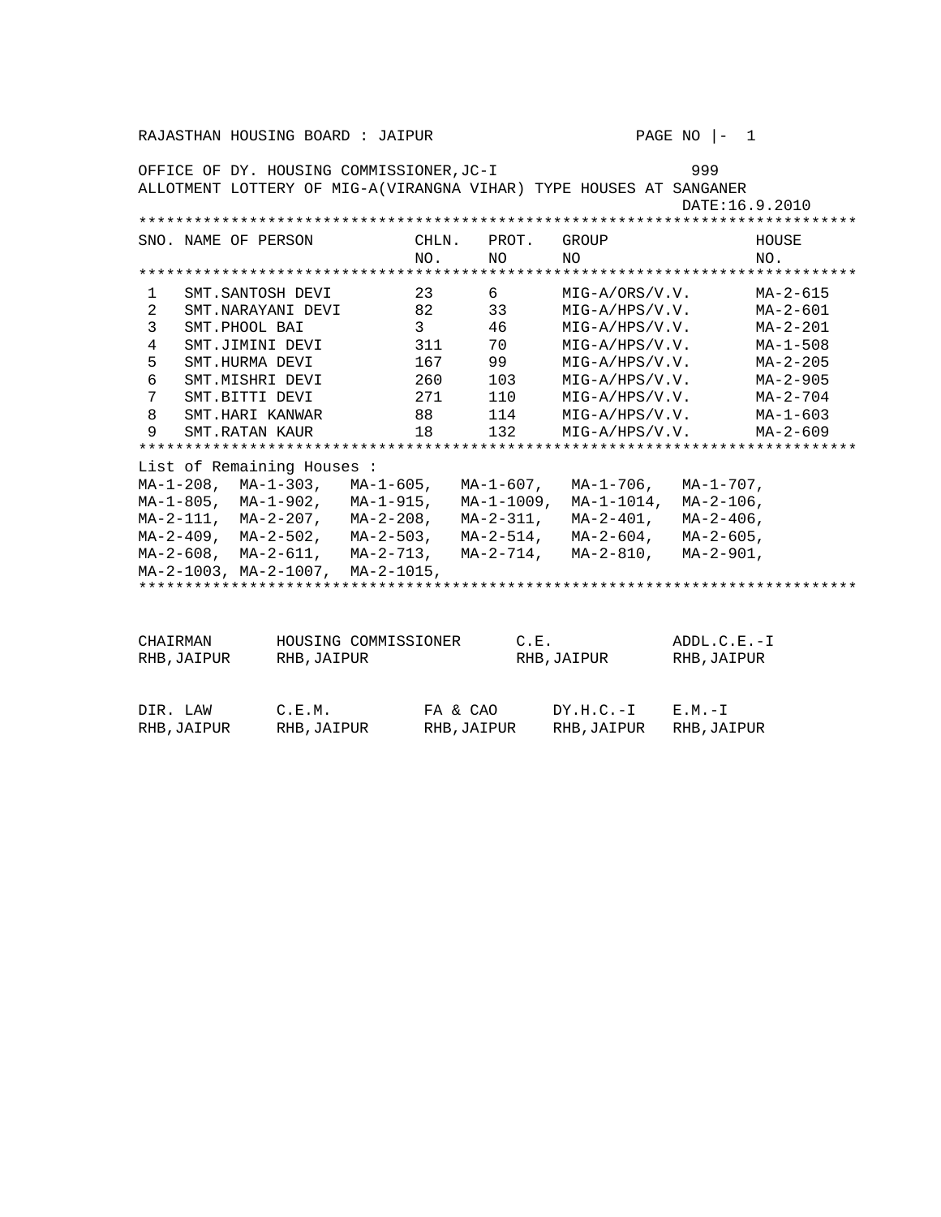RAJASTHAN HOUSING BOARD : JAIPUR

OFFICE OF DY. HOUSING COMMISSIONER,JC-I 999

ALLOTMENT LOTTERY OF MIG-A(VIRANGNA VIHAR) TYPE HOUSES AT SANGANER

DATE:16.9.2010

| SNO. | NAME OF PERSON | CHLN. NO. | PROT. NO | GROUP NO | HOUSE NO. |
|---|---|---|---|---|---|
| 1 | SMT.SANTOSH DEVI | 23 | 6 | MIG-A/ORS/V.V. | MA-2-615 |
| 2 | SMT.NARAYANI DEVI | 82 | 33 | MIG-A/HPS/V.V. | MA-2-601 |
| 3 | SMT.PHOOL BAI | 3 | 46 | MIG-A/HPS/V.V. | MA-2-201 |
| 4 | SMT.JIMINI DEVI | 311 | 70 | MIG-A/HPS/V.V. | MA-1-508 |
| 5 | SMT.HURMA DEVI | 167 | 99 | MIG-A/HPS/V.V. | MA-2-205 |
| 6 | SMT.MISHRI DEVI | 260 | 103 | MIG-A/HPS/V.V. | MA-2-905 |
| 7 | SMT.BITTI DEVI | 271 | 110 | MIG-A/HPS/V.V. | MA-2-704 |
| 8 | SMT.HARI KANWAR | 88 | 114 | MIG-A/HPS/V.V. | MA-1-603 |
| 9 | SMT.RATAN KAUR | 18 | 132 | MIG-A/HPS/V.V. | MA-2-609 |

List of Remaining Houses :

MA-1-208, MA-1-303, MA-1-605, MA-1-607, MA-1-706, MA-1-707,
MA-1-805, MA-1-902, MA-1-915, MA-1-1009, MA-1-1014, MA-2-106,
MA-2-111, MA-2-207, MA-2-208, MA-2-311, MA-2-401, MA-2-406,
MA-2-409, MA-2-502, MA-2-503, MA-2-514, MA-2-604, MA-2-605,
MA-2-608, MA-2-611, MA-2-713, MA-2-714, MA-2-810, MA-2-901,
MA-2-1003, MA-2-1007, MA-2-1015,

| CHAIRMAN RHB,JAIPUR | HOUSING COMMISSIONER RHB,JAIPUR | C.E. RHB,JAIPUR | ADDL.C.E.-I RHB,JAIPUR |
|---|---|---|---|

| DIR. LAW RHB,JAIPUR | C.E.M. RHB,JAIPUR | FA & CAO RHB,JAIPUR | DY.H.C.-I RHB,JAIPUR | E.M.-I RHB,JAIPUR |
|---|---|---|---|---|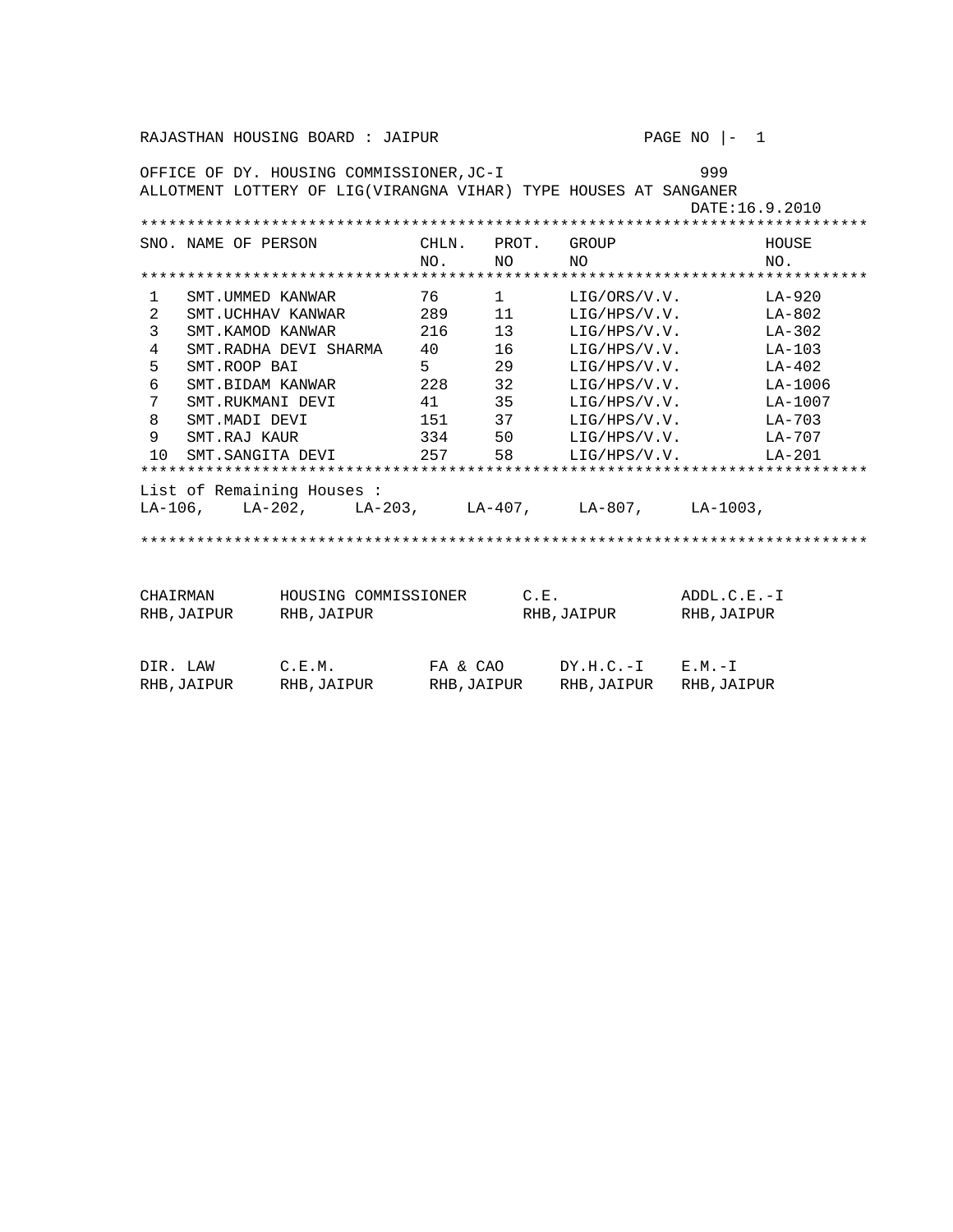RAJASTHAN HOUSING BOARD : JAIPUR

OFFICE OF DY. HOUSING COMMISSIONER,JC-I 999

ALLOTMENT LOTTERY OF LIG(VIRANGNA VIHAR) TYPE HOUSES AT SANGANER

DATE:16.9.2010

| SNO. | NAME OF PERSON | CHLN. NO. | PROT. NO | GROUP NO | HOUSE NO. |
|---|---|---|---|---|---|
| 1 | SMT.UMMED KANWAR | 76 | 1 | LIG/ORS/V.V. | LA-920 |
| 2 | SMT.UCHHAV KANWAR | 289 | 11 | LIG/HPS/V.V. | LA-802 |
| 3 | SMT.KAMOD KANWAR | 216 | 13 | LIG/HPS/V.V. | LA-302 |
| 4 | SMT.RADHA DEVI SHARMA | 40 | 16 | LIG/HPS/V.V. | LA-103 |
| 5 | SMT.ROOP BAI | 5 | 29 | LIG/HPS/V.V. | LA-402 |
| 6 | SMT.BIDAM KANWAR | 228 | 32 | LIG/HPS/V.V. | LA-1006 |
| 7 | SMT.RUKMANI DEVI | 41 | 35 | LIG/HPS/V.V. | LA-1007 |
| 8 | SMT.MADI DEVI | 151 | 37 | LIG/HPS/V.V. | LA-703 |
| 9 | SMT.RAJ KAUR | 334 | 50 | LIG/HPS/V.V. | LA-707 |
| 10 | SMT.SANGITA DEVI | 257 | 58 | LIG/HPS/V.V. | LA-201 |

List of Remaining Houses :

LA-106, LA-202, LA-203, LA-407, LA-807, LA-1003,

| | | | | |
|---|---|---|---|---|
| CHAIRMAN<br>RHB,JAIPUR | HOUSING COMMISSIONER<br>RHB,JAIPUR | | C.E.<br>RHB,JAIPUR | ADDL.C.E.-I<br>RHB,JAIPUR |
| DIR. LAW<br>RHB,JAIPUR | C.E.M.<br>RHB,JAIPUR | FA & CAO<br>RHB,JAIPUR | DY.H.C.-I<br>RHB,JAIPUR | E.M.-I<br>RHB,JAIPUR |